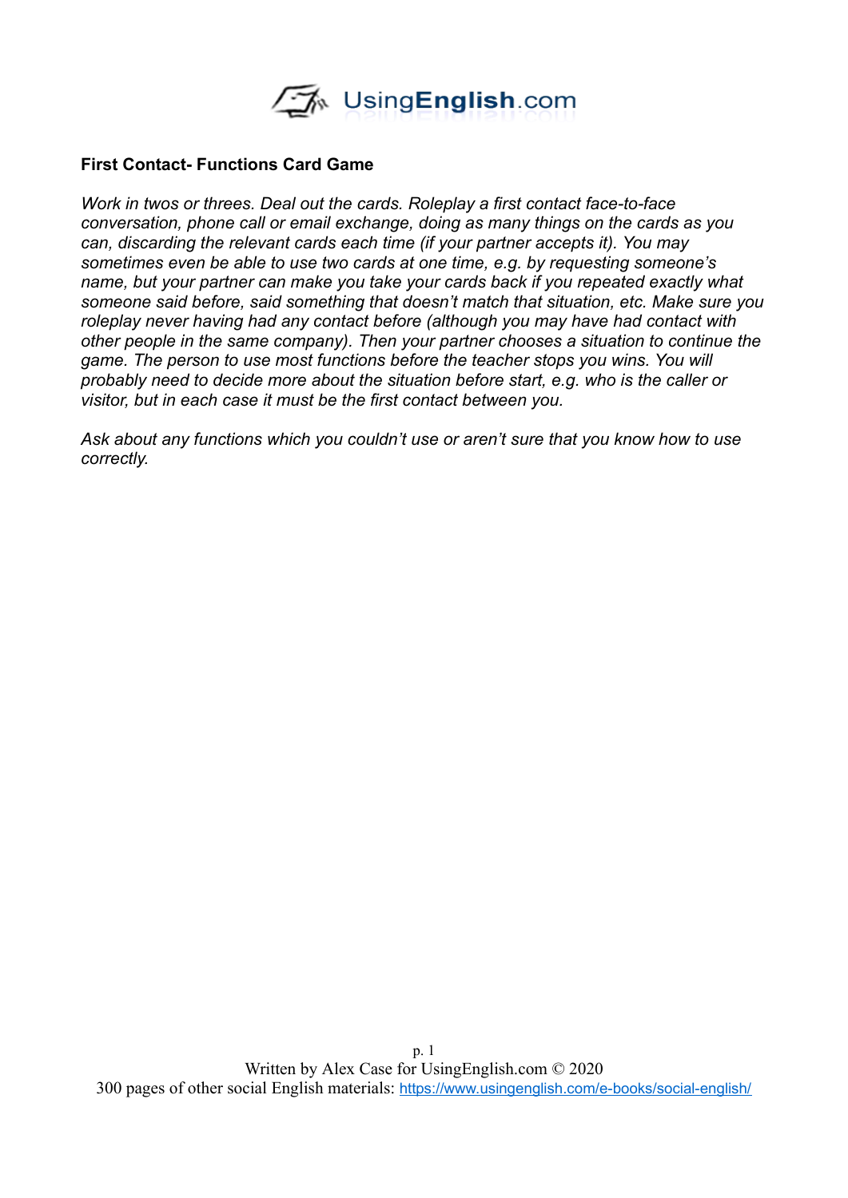**First Contact- Functions Card Game**

*Work in twos or threes. Deal out the cards. Roleplay a first contact face-to-face conversation, phone call or email exchange, doing as many things on the cards as you can, discarding the relevant cards each time (if your partner accepts it). You may sometimes even be able to use two cards at one time, e.g. by requesting someone's name, but your partner can make you take your cards back if you repeated exactly what someone said before, said something that doesn't match that situation, etc. Make sure you roleplay never having had any contact before (although you may have had contact with other people in the same company). Then your partner chooses a situation to continue the game. The person to use most functions before the teacher stops you wins. You will probably need to decide more about the situation before start, e.g. who is the caller or visitor, but in each case it must be the first contact between you.*

*Ask about any functions which you couldn't use or aren't sure that you know how to use correctly.*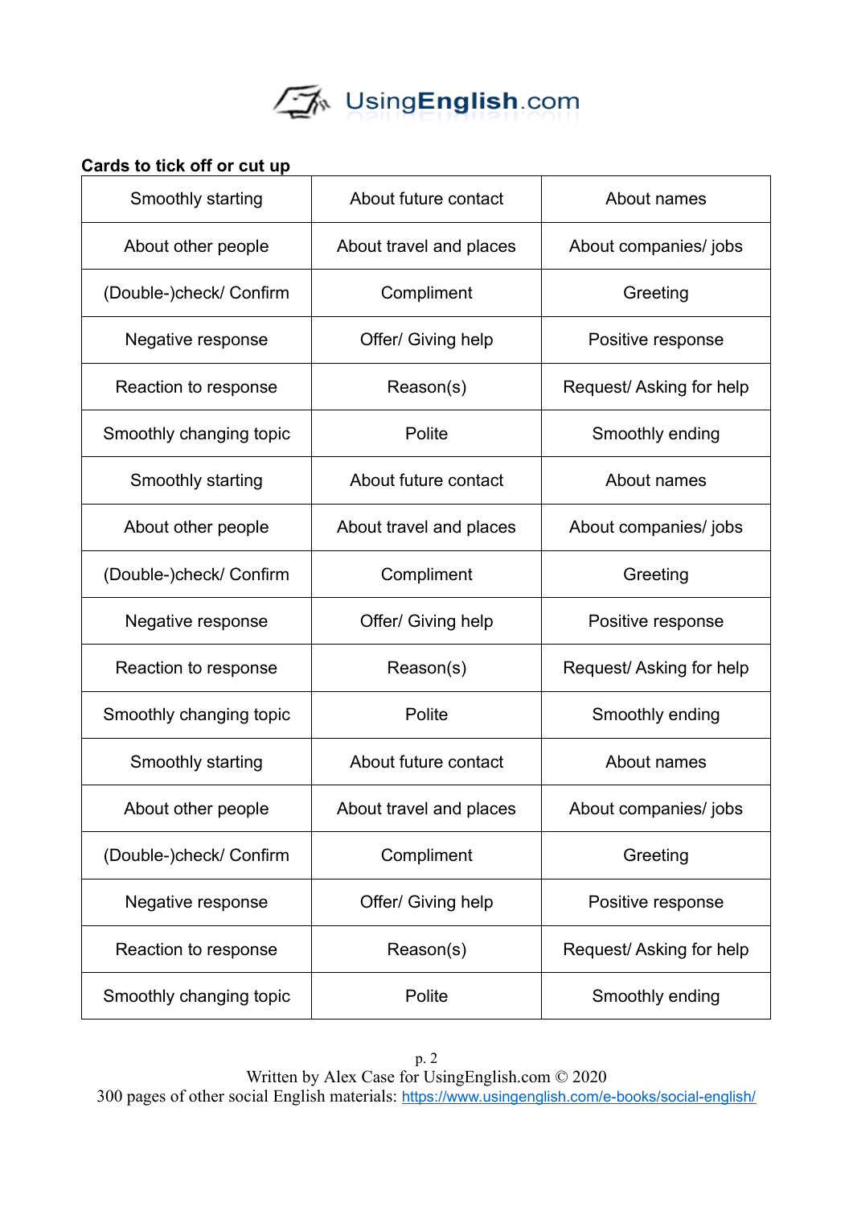**Cards to tick off or cut up**

| Smoothly starting | About future contact | About names |
|---|---|---|
| About other people | About travel and places | About companies/ jobs |
| (Double-)check/ Confirm | Compliment | Greeting |
| Negative response | Offer/ Giving help | Positive response |
| Reaction to response | Reason(s) | Request/ Asking for help |
| Smoothly changing topic | Polite | Smoothly ending |
| Smoothly starting | About future contact | About names |
| About other people | About travel and places | About companies/ jobs |
| (Double-)check/ Confirm | Compliment | Greeting |
| Negative response | Offer/ Giving help | Positive response |
| Reaction to response | Reason(s) | Request/ Asking for help |
| Smoothly changing topic | Polite | Smoothly ending |
| Smoothly starting | About future contact | About names |
| About other people | About travel and places | About companies/ jobs |
| (Double-)check/ Confirm | Compliment | Greeting |
| Negative response | Offer/ Giving help | Positive response |
| Reaction to response | Reason(s) | Request/ Asking for help |
| Smoothly changing topic | Polite | Smoothly ending |

Written by Alex Case for UsingEnglish.com © 2020
300 pages of other social English materials: https://www.usingenglish.com/e-books/social-english/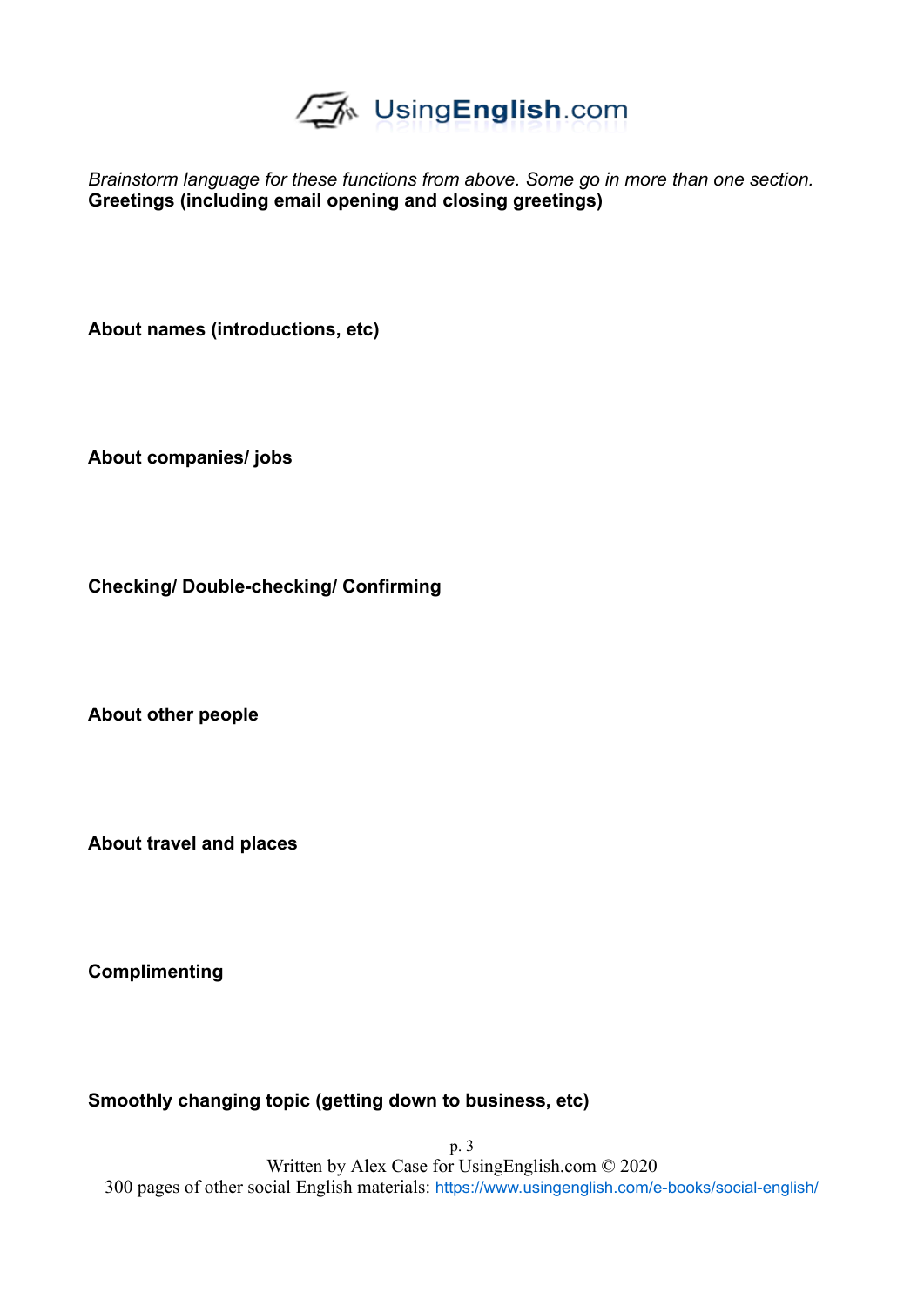*Brainstorm language for these functions from above. Some go in more than one section.*

**Greetings (including email opening and closing greetings)**

**About names (introductions, etc)**

**About companies/ jobs**

**Checking/ Double-checking/ Confirming**

**About other people**

**About travel and places**

**Complimenting**

**Smoothly changing topic (getting down to business, etc)**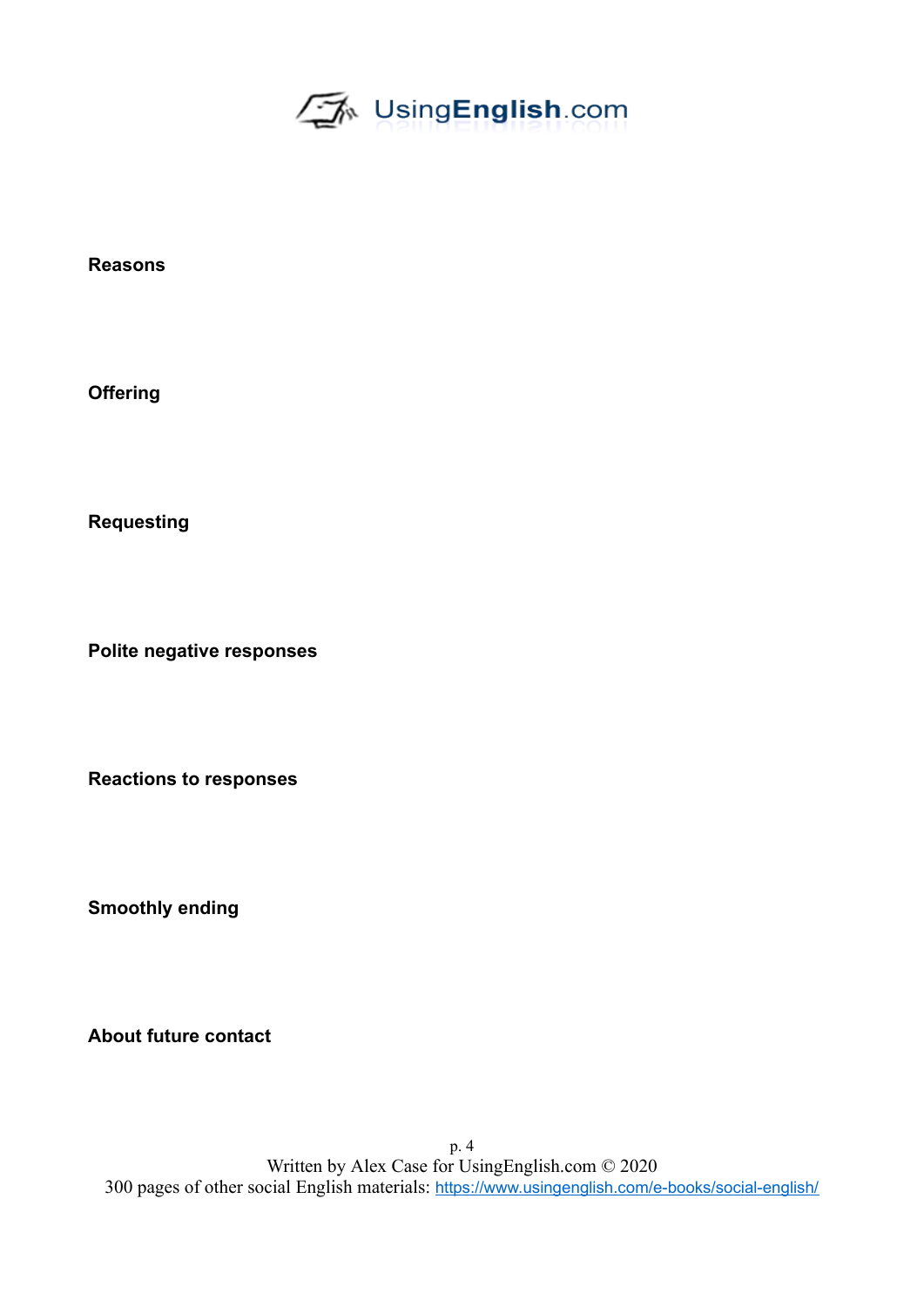**Reasons**

**Offering**

**Requesting**

**Polite negative responses**

**Reactions to responses**

**Smoothly ending**

**About future contact**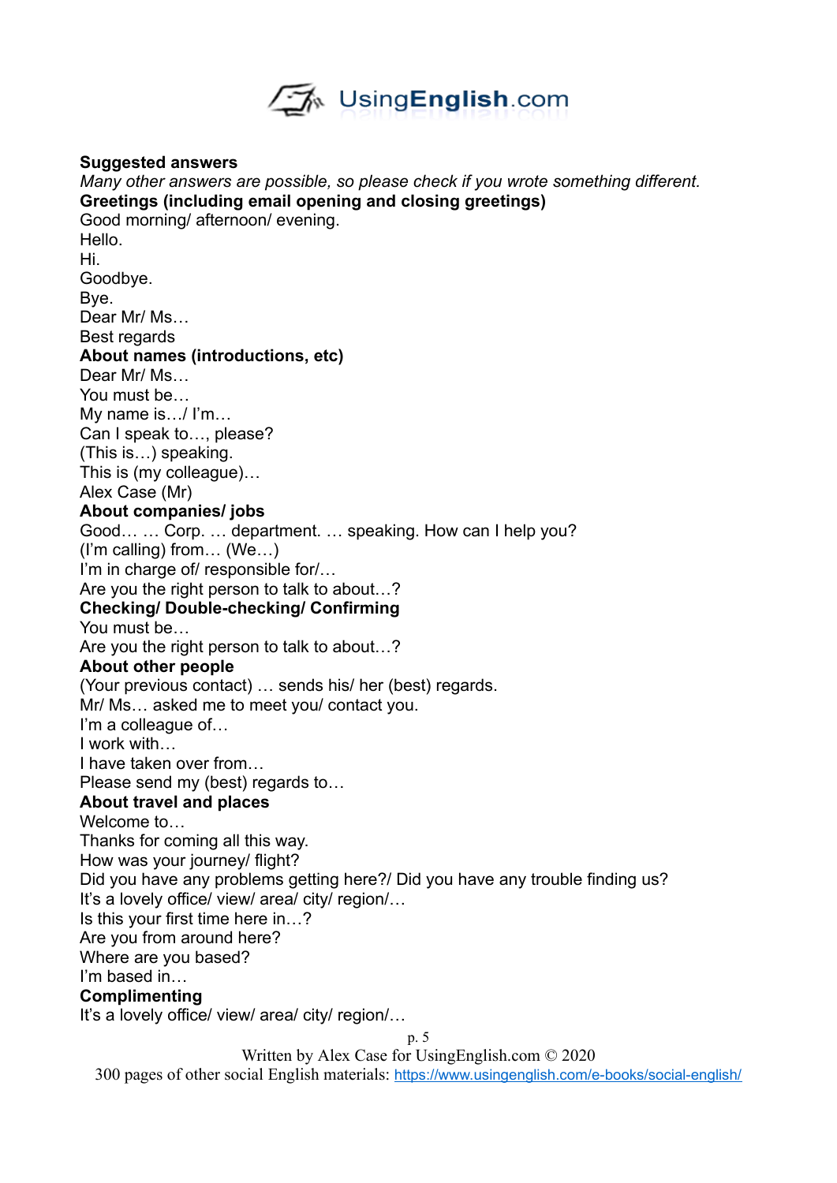**Suggested answers**

*Many other answers are possible, so please check if you wrote something different.*

**Greetings (including email opening and closing greetings)**

Good morning/ afternoon/ evening.
Hello.
Hi.
Goodbye.
Bye.
Dear Mr/ Ms…
Best regards

**About names (introductions, etc)**

Dear Mr/ Ms…
You must be…
My name is…/ I'm…
Can I speak to…, please?
(This is…) speaking.
This is (my colleague)…
Alex Case (Mr)

**About companies/ jobs**

Good… … Corp. … department. … speaking. How can I help you?
(I'm calling) from… (We…)
I'm in charge of/ responsible for/…
Are you the right person to talk to about…?

**Checking/ Double-checking/ Confirming**

You must be…
Are you the right person to talk to about…?

**About other people**

(Your previous contact) … sends his/ her (best) regards.
Mr/ Ms… asked me to meet you/ contact you.
I'm a colleague of…
I work with…
I have taken over from…
Please send my (best) regards to…

**About travel and places**

Welcome to…
Thanks for coming all this way.
How was your journey/ flight?
Did you have any problems getting here?/ Did you have any trouble finding us?
It's a lovely office/ view/ area/ city/ region/…
Is this your first time here in…?
Are you from around here?
Where are you based?
I'm based in…

**Complimenting**

It's a lovely office/ view/ area/ city/ region/…

Written by Alex Case for UsingEnglish.com © 2020
300 pages of other social English materials: https://www.usingenglish.com/e-books/social-english/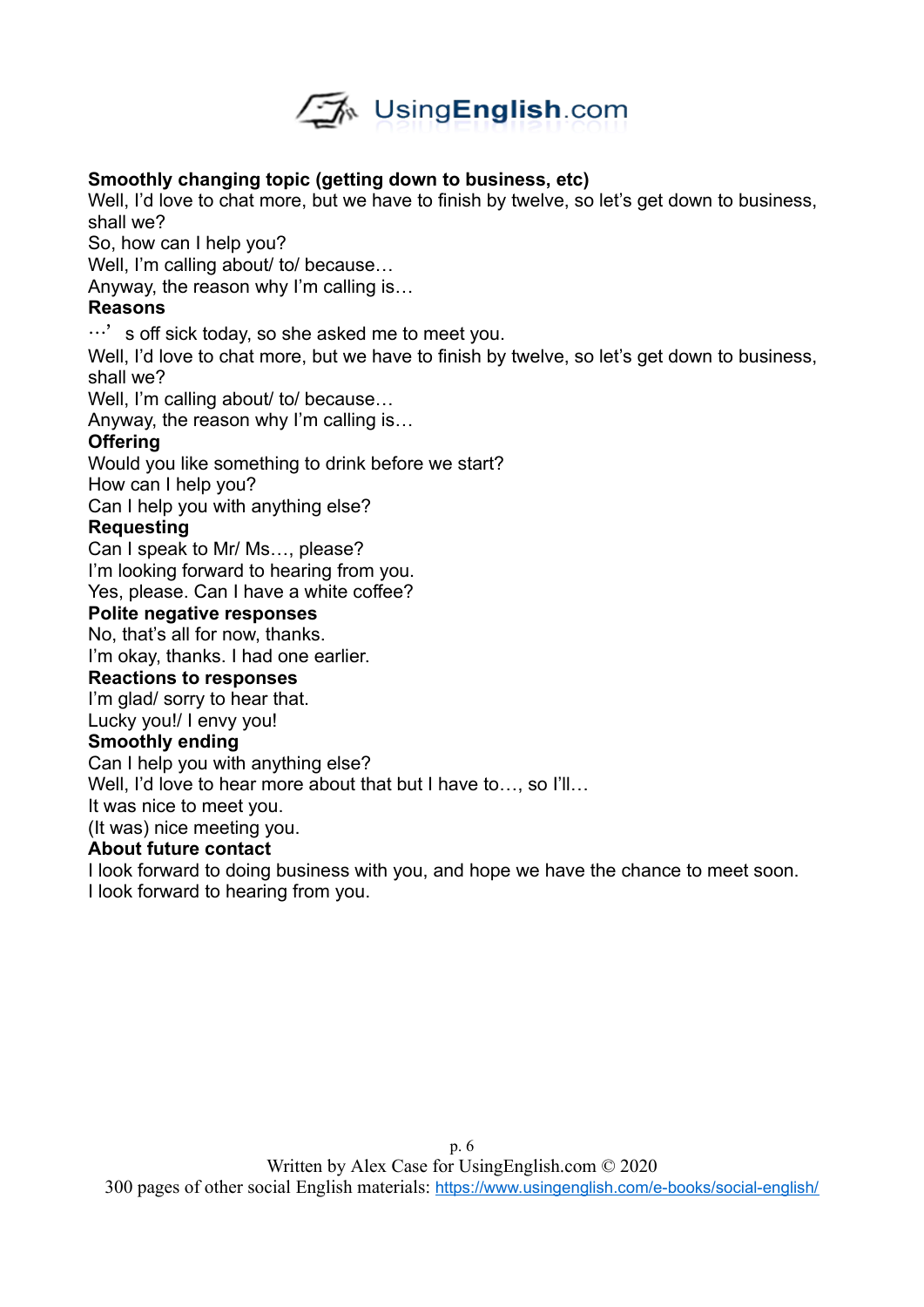**Smoothly changing topic (getting down to business, etc)**
Well, I'd love to chat more, but we have to finish by twelve, so let's get down to business, shall we?
So, how can I help you?
Well, I'm calling about/ to/ because…
Anyway, the reason why I'm calling is…

**Reasons**
…' s off sick today, so she asked me to meet you.
Well, I'd love to chat more, but we have to finish by twelve, so let's get down to business, shall we?
Well, I'm calling about/ to/ because…
Anyway, the reason why I'm calling is…

**Offering**
Would you like something to drink before we start?
How can I help you?
Can I help you with anything else?

**Requesting**
Can I speak to Mr/ Ms…, please?
I'm looking forward to hearing from you.
Yes, please. Can I have a white coffee?

**Polite negative responses**
No, that's all for now, thanks.
I'm okay, thanks. I had one earlier.

**Reactions to responses**
I'm glad/ sorry to hear that.
Lucky you!/ I envy you!

**Smoothly ending**
Can I help you with anything else?
Well, I'd love to hear more about that but I have to…, so I'll…
It was nice to meet you.
(It was) nice meeting you.

**About future contact**
I look forward to doing business with you, and hope we have the chance to meet soon.
I look forward to hearing from you.

Written by Alex Case for UsingEnglish.com © 2020
300 pages of other social English materials: https://www.usingenglish.com/e-books/social-english/